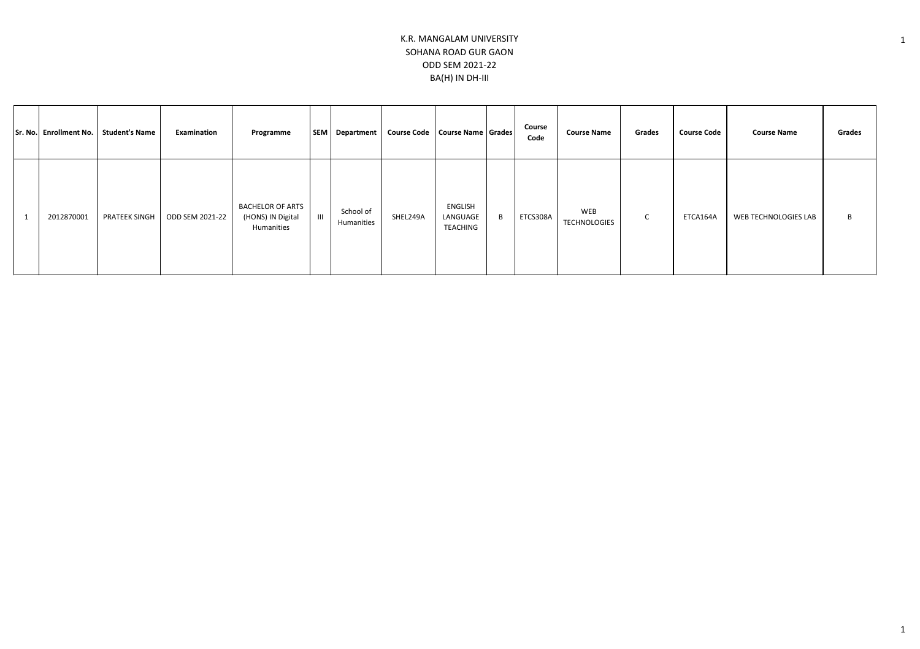# K.R. MANGALAM UNIVERSITY

## SOHANA ROAD GUR GAON

## ODD SEM 2021-22

## BA(H) IN DH-III

| Sr. No. | Enrollment No. | Student's Name | Examination | Programme | SEM | Department | Course Code | Course Name | Grades | Course Code | Course Name | Grades | Course Code | Course Name | Grades |
|---|---|---|---|---|---|---|---|---|---|---|---|---|---|---|---|
| 1 | 2012870001 | PRATEEK SINGH | ODD SEM 2021-22 | BACHELOR OF ARTS (HONS) IN Digital Humanities | III | School of Humanities | SHEL249A | ENGLISH LANGUAGE TEACHING | B | ETCS308A | WEB TECHNOLOGIES | C | ETCA164A | WEB TECHNOLOGIES LAB | B |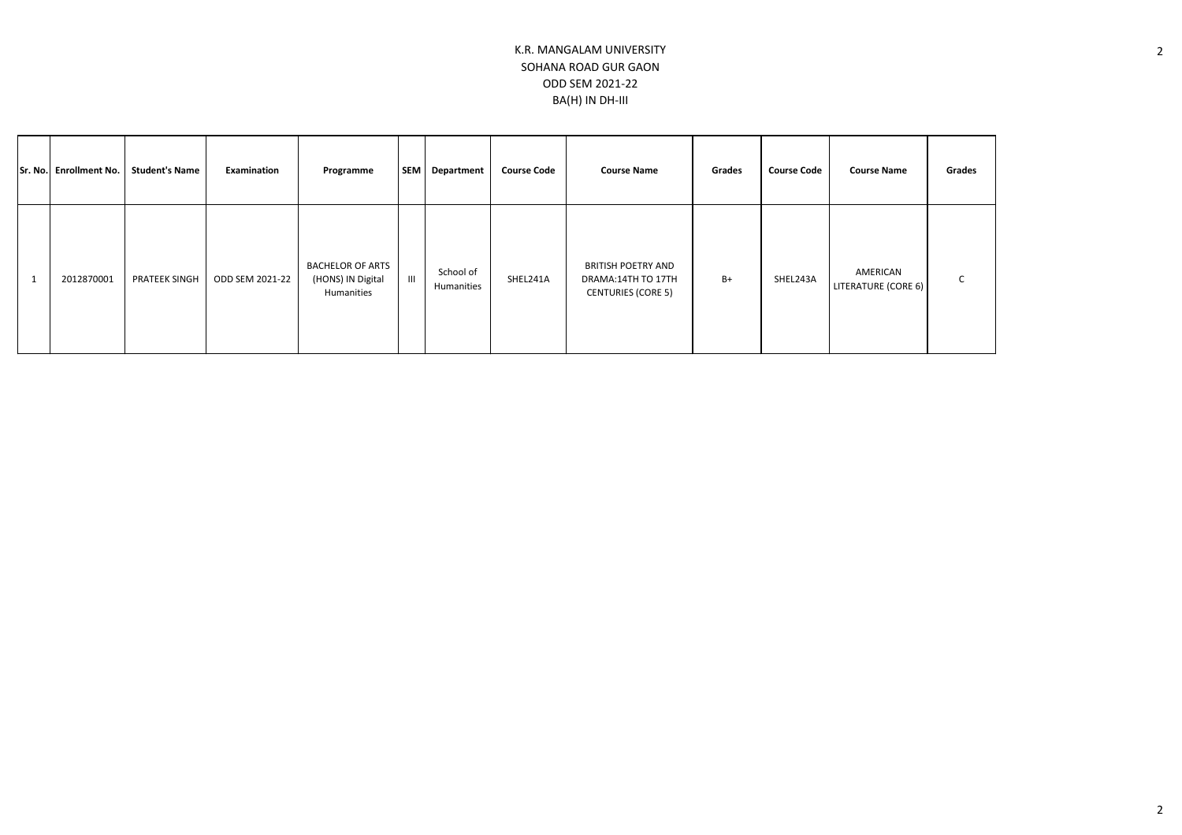K.R. MANGALAM UNIVERSITY

SOHANA ROAD GUR GAON

ODD SEM 2021-22

BA(H) IN DH-III

| Sr. No. | Enrollment No. | Student's Name | Examination | Programme | SEM | Department | Course Code | Course Name | Grades | Course Code | Course Name | Grades |
|---|---|---|---|---|---|---|---|---|---|---|---|---|
| 1 | 2012870001 | PRATEEK SINGH | ODD SEM 2021-22 | BACHELOR OF ARTS (HONS) IN Digital Humanities | III | School of Humanities | SHEL241A | BRITISH POETRY AND DRAMA:14TH TO 17TH CENTURIES (CORE 5) | B+ | SHEL243A | AMERICAN LITERATURE (CORE 6) | C |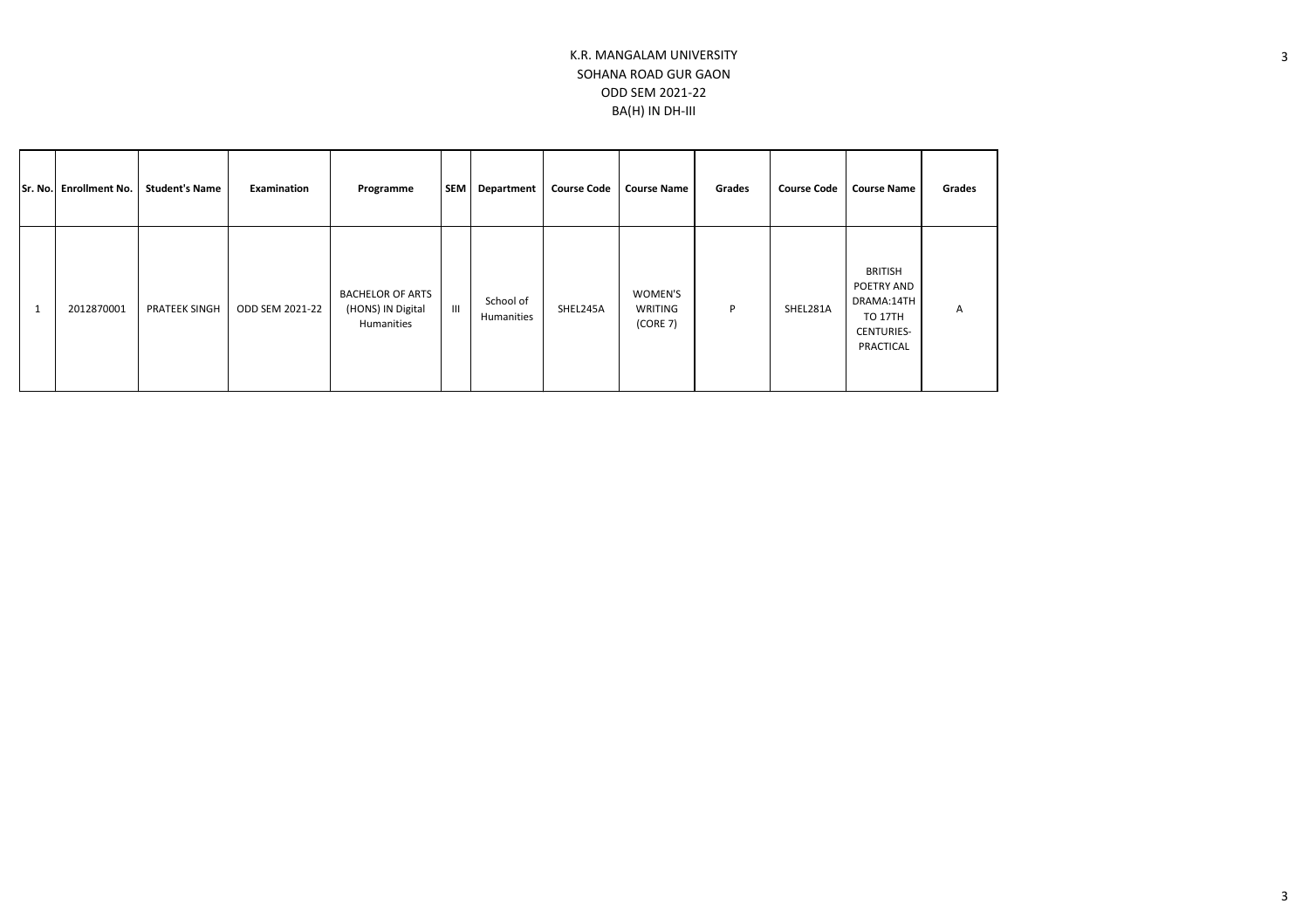K.R. MANGALAM UNIVERSITY
SOHANA ROAD GUR GAON
ODD SEM 2021-22
BA(H) IN DH-III

| Sr. No. | Enrollment No. | Student's Name | Examination | Programme | SEM | Department | Course Code | Course Name | Grades | Course Code | Course Name | Grades |
|---|---|---|---|---|---|---|---|---|---|---|---|---|
| 1 | 2012870001 | PRATEEK SINGH | ODD SEM 2021-22 | BACHELOR OF ARTS (HONS) IN Digital Humanities | III | School of Humanities | SHEL245A | WOMEN'S WRITING (CORE 7) | P | SHEL281A | BRITISH POETRY AND DRAMA:14TH TO 17TH CENTURIES-PRACTICAL | A |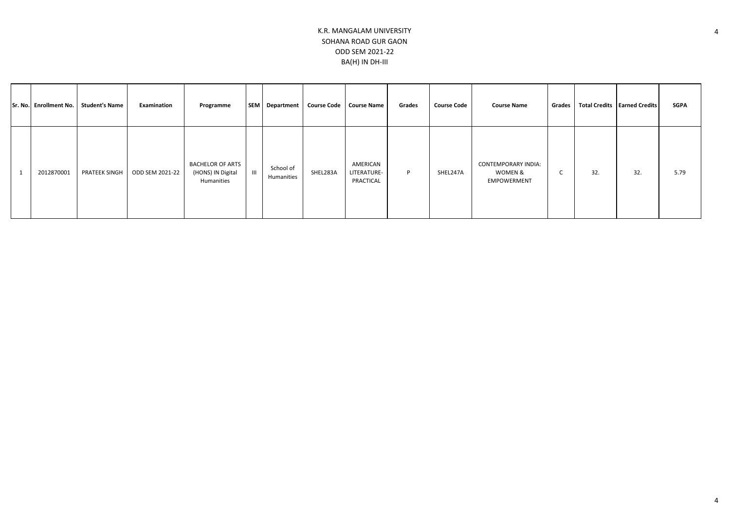K.R. MANGALAM UNIVERSITY
SOHANA ROAD GUR GAON
ODD SEM 2021-22
BA(H) IN DH-III

| Sr. No. | Enrollment No. | Student's Name | Examination | Programme | SEM | Department | Course Code | Course Name | Grades | Course Code | Course Name | Grades | Total Credits | Earned Credits | SGPA |
|---|---|---|---|---|---|---|---|---|---|---|---|---|---|---|---|
| 1 | 2012870001 | PRATEEK SINGH | ODD SEM 2021-22 | BACHELOR OF ARTS (HONS) IN Digital Humanities | III | School of Humanities | SHEL283A | AMERICAN LITERATURE-PRACTICAL | P | SHEL247A | CONTEMPORARY INDIA: WOMEN & EMPOWERMENT | C | 32. | 32. | 5.79 |